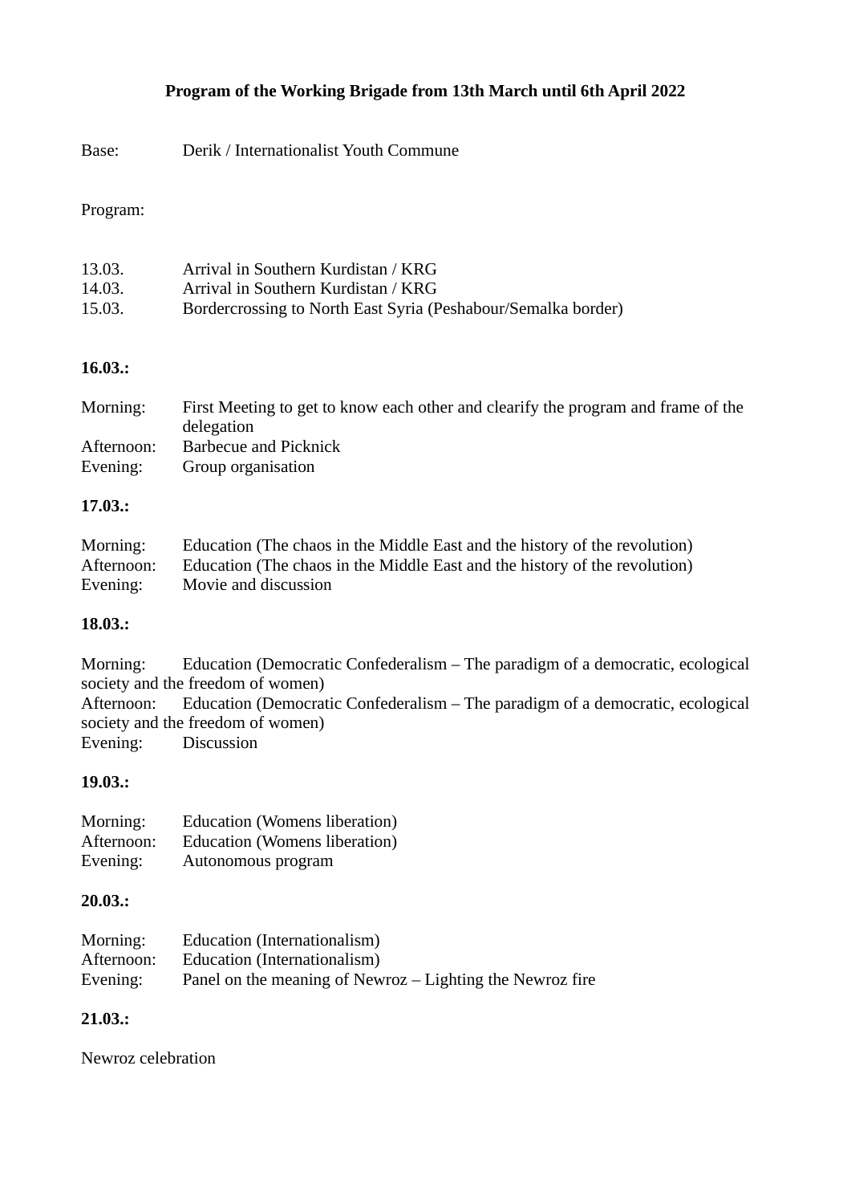**Program of the Working Brigade from 13th March until 6th April 2022**

Base: Derik / Internationalist Youth Commune

Program:

13.03. Arrival in Southern Kurdistan / KRG
14.03. Arrival in Southern Kurdistan / KRG
15.03. Bordercrossing to North East Syria (Peshabour/Semalka border)

**16.03.:**

Morning: First Meeting to get to know each other and clearify the program and frame of the delegation
Afternoon: Barbecue and Picknick
Evening: Group organisation

**17.03.:**

Morning: Education (The chaos in the Middle East and the history of the revolution)
Afternoon: Education (The chaos in the Middle East and the history of the revolution)
Evening: Movie and discussion

**18.03.:**

Morning: Education (Democratic Confederalism – The paradigm of a democratic, ecological society and the freedom of women)
Afternoon: Education (Democratic Confederalism – The paradigm of a democratic, ecological society and the freedom of women)
Evening: Discussion

**19.03.:**

Morning: Education (Womens liberation)
Afternoon: Education (Womens liberation)
Evening: Autonomous program

**20.03.:**

Morning: Education (Internationalism)
Afternoon: Education (Internationalism)
Evening: Panel on the meaning of Newroz – Lighting the Newroz fire

**21.03.:**

Newroz celebration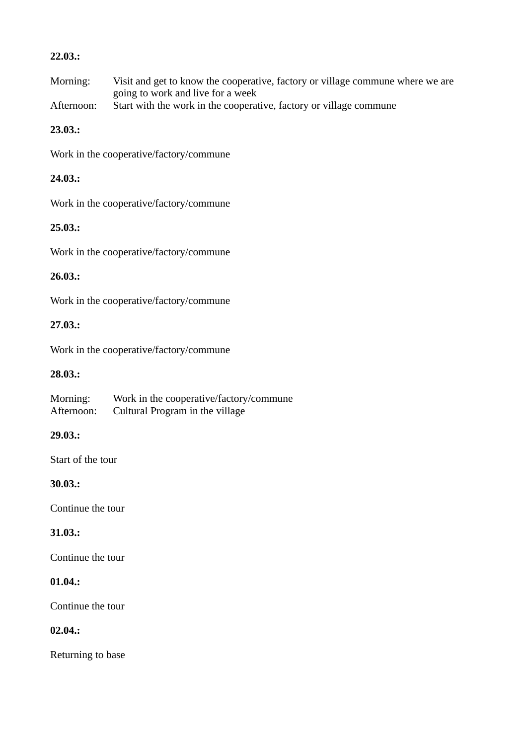**22.03.:**

Morning: Visit and get to know the cooperative, factory or village commune where we are going to work and live for a week
Afternoon: Start with the work in the cooperative, factory or village commune

**23.03.:**

Work in the cooperative/factory/commune

**24.03.:**

Work in the cooperative/factory/commune

**25.03.:**

Work in the cooperative/factory/commune

**26.03.:**

Work in the cooperative/factory/commune

**27.03.:**

Work in the cooperative/factory/commune

**28.03.:**

Morning: Work in the cooperative/factory/commune
Afternoon: Cultural Program in the village

**29.03.:**

Start of the tour

**30.03.:**

Continue the tour

**31.03.:**

Continue the tour

**01.04.:**

Continue the tour

**02.04.:**

Returning to base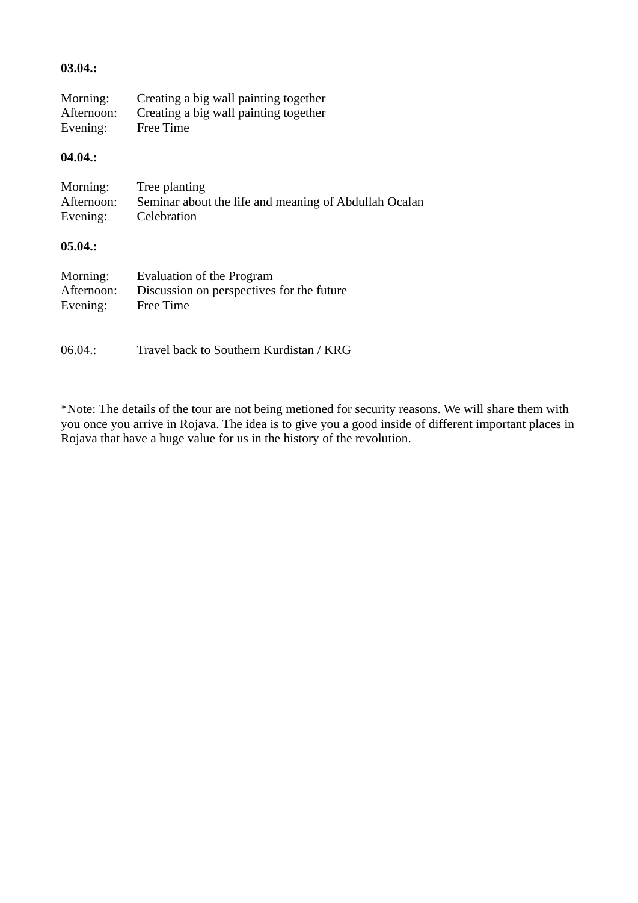**03.04.:**

Morning: Creating a big wall painting together
Afternoon: Creating a big wall painting together
Evening: Free Time

**04.04.:**

Morning: Tree planting
Afternoon: Seminar about the life and meaning of Abdullah Ocalan
Evening: Celebration

**05.04.:**

Morning: Evaluation of the Program
Afternoon: Discussion on perspectives for the future
Evening: Free Time

06.04.: Travel back to Southern Kurdistan / KRG

*Note: The details of the tour are not being metioned for security reasons. We will share them with you once you arrive in Rojava. The idea is to give you a good inside of different important places in Rojava that have a huge value for us in the history of the revolution.